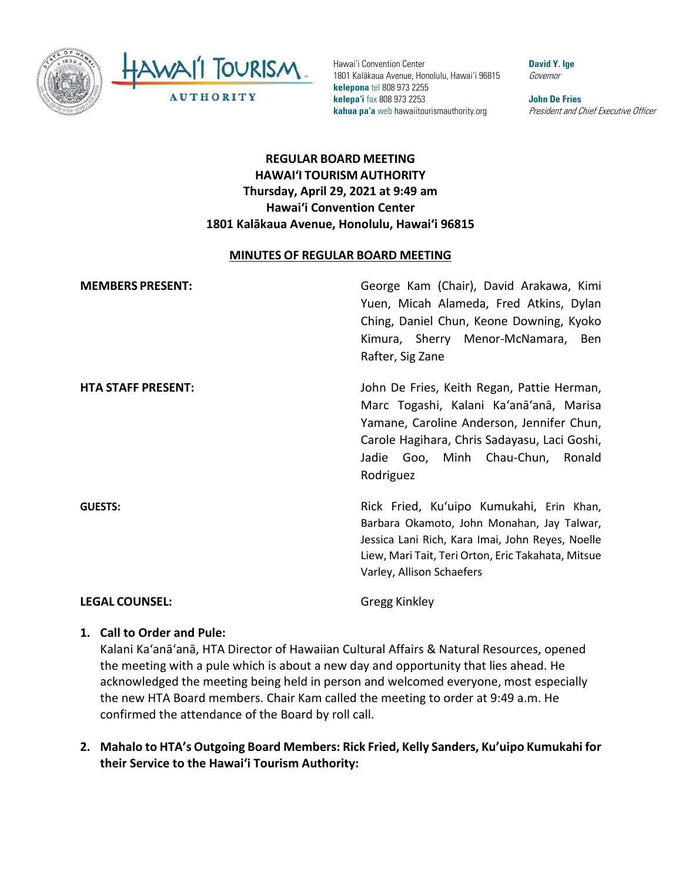Hawaiʻi Convention Center
1801 Kalākaua Avenue, Honolulu, Hawaiʻi 96815
**kelepona** tel 808 973 2255
**kelepaʻi** fax 808 973 2253
**kahua paʻa** web hawaiitourismauthority.org

**David Y. Ige**
*Governor*

**John De Fries**
*President and Chief Executive Officer*

# REGULAR BOARD MEETING
# HAWAIʻI TOURISM AUTHORITY
## Thursday, April 29, 2021 at 9:49 am
## Hawaiʻi Convention Center
## 1801 Kalākaua Avenue, Honolulu, Hawaiʻi 96815

**MINUTES OF REGULAR BOARD MEETING**

**MEMBERS PRESENT:** George Kam (Chair), David Arakawa, Kimi Yuen, Micah Alameda, Fred Atkins, Dylan Ching, Daniel Chun, Keone Downing, Kyoko Kimura, Sherry Menor-McNamara, Ben Rafter, Sig Zane

**HTA STAFF PRESENT:** John De Fries, Keith Regan, Pattie Herman, Marc Togashi, Kalani Kaʻanāʻanā, Marisa Yamane, Caroline Anderson, Jennifer Chun, Carole Hagihara, Chris Sadayasu, Laci Goshi, Jadie Goo, Minh Chau-Chun, Ronald Rodriguez

**GUESTS:** Rick Fried, Kuʻuipo Kumukahi, Erin Khan, Barbara Okamoto, John Monahan, Jay Talwar, Jessica Lani Rich, Kara Imai, John Reyes, Noelle Liew, Mari Tait, Teri Orton, Eric Takahata, Mitsue Varley, Allison Schaefers

**LEGAL COUNSEL:** Gregg Kinkley

1. **Call to Order and Pule:**
   Kalani Kaʻanāʻanā, HTA Director of Hawaiian Cultural Affairs & Natural Resources, opened the meeting with a pule which is about a new day and opportunity that lies ahead. He acknowledged the meeting being held in person and welcomed everyone, most especially the new HTA Board members. Chair Kam called the meeting to order at 9:49 a.m. He confirmed the attendance of the Board by roll call.

2. **Mahalo to HTA's Outgoing Board Members: Rick Fried, Kelly Sanders, Ku'uipo Kumukahi for their Service to the Hawaiʻi Tourism Authority:**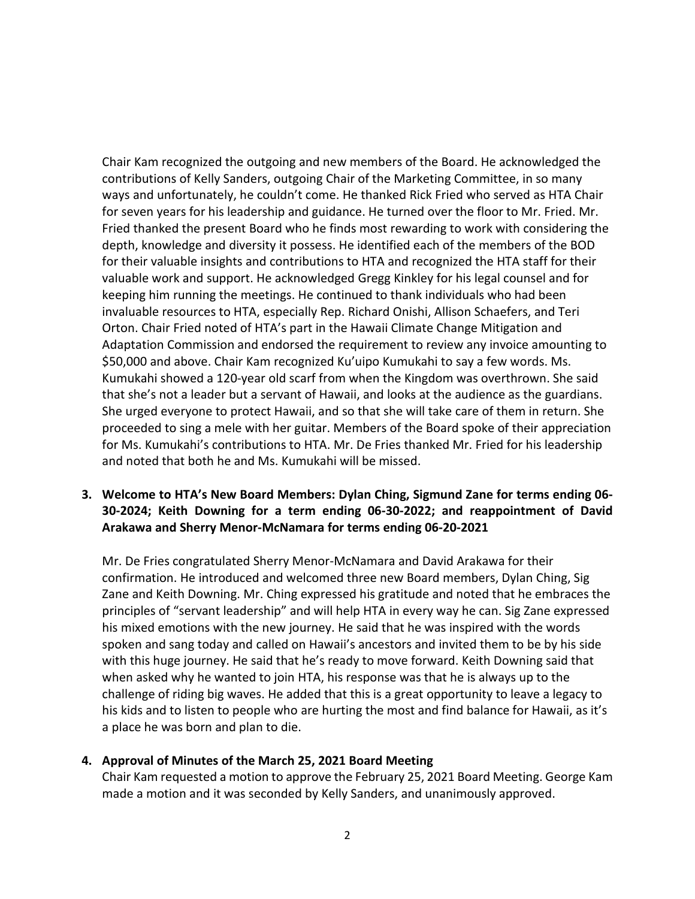Chair Kam recognized the outgoing and new members of the Board. He acknowledged the contributions of Kelly Sanders, outgoing Chair of the Marketing Committee, in so many ways and unfortunately, he couldn't come. He thanked Rick Fried who served as HTA Chair for seven years for his leadership and guidance. He turned over the floor to Mr. Fried. Mr. Fried thanked the present Board who he finds most rewarding to work with considering the depth, knowledge and diversity it possess. He identified each of the members of the BOD for their valuable insights and contributions to HTA and recognized the HTA staff for their valuable work and support. He acknowledged Gregg Kinkley for his legal counsel and for keeping him running the meetings. He continued to thank individuals who had been invaluable resources to HTA, especially Rep. Richard Onishi, Allison Schaefers, and Teri Orton. Chair Fried noted of HTA's part in the Hawaii Climate Change Mitigation and Adaptation Commission and endorsed the requirement to review any invoice amounting to $50,000 and above. Chair Kam recognized Ku'uipo Kumukahi to say a few words. Ms. Kumukahi showed a 120-year old scarf from when the Kingdom was overthrown. She said that she's not a leader but a servant of Hawaii, and looks at the audience as the guardians. She urged everyone to protect Hawaii, and so that she will take care of them in return. She proceeded to sing a mele with her guitar. Members of the Board spoke of their appreciation for Ms. Kumukahi's contributions to HTA. Mr. De Fries thanked Mr. Fried for his leadership and noted that both he and Ms. Kumukahi will be missed.

**3. Welcome to HTA's New Board Members: Dylan Ching, Sigmund Zane for terms ending 06-30-2024; Keith Downing for a term ending 06-30-2022; and reappointment of David Arakawa and Sherry Menor-McNamara for terms ending 06-20-2021**

Mr. De Fries congratulated Sherry Menor-McNamara and David Arakawa for their confirmation. He introduced and welcomed three new Board members, Dylan Ching, Sig Zane and Keith Downing. Mr. Ching expressed his gratitude and noted that he embraces the principles of "servant leadership" and will help HTA in every way he can. Sig Zane expressed his mixed emotions with the new journey. He said that he was inspired with the words spoken and sang today and called on Hawaii's ancestors and invited them to be by his side with this huge journey. He said that he's ready to move forward. Keith Downing said that when asked why he wanted to join HTA, his response was that he is always up to the challenge of riding big waves. He added that this is a great opportunity to leave a legacy to his kids and to listen to people who are hurting the most and find balance for Hawaii, as it's a place he was born and plan to die.

**4. Approval of Minutes of the March 25, 2021 Board Meeting**

Chair Kam requested a motion to approve the February 25, 2021 Board Meeting. George Kam made a motion and it was seconded by Kelly Sanders, and unanimously approved.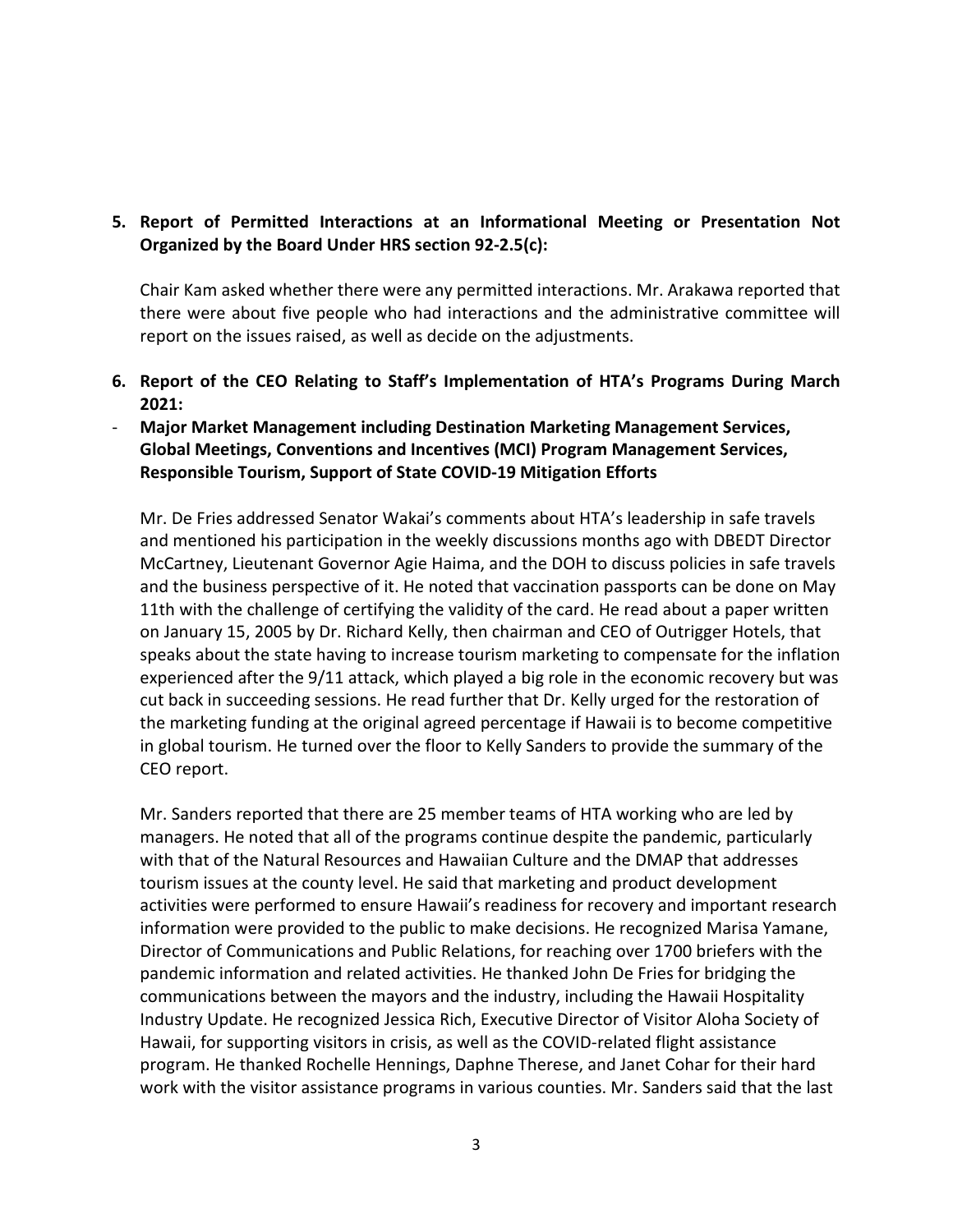**5. Report of Permitted Interactions at an Informational Meeting or Presentation Not Organized by the Board Under HRS section 92-2.5(c):**

Chair Kam asked whether there were any permitted interactions. Mr. Arakawa reported that there were about five people who had interactions and the administrative committee will report on the issues raised, as well as decide on the adjustments.

**6. Report of the CEO Relating to Staff's Implementation of HTA's Programs During March 2021:**

- **Major Market Management including Destination Marketing Management Services, Global Meetings, Conventions and Incentives (MCI) Program Management Services, Responsible Tourism, Support of State COVID-19 Mitigation Efforts**

Mr. De Fries addressed Senator Wakai's comments about HTA's leadership in safe travels and mentioned his participation in the weekly discussions months ago with DBEDT Director McCartney, Lieutenant Governor Agie Haima, and the DOH to discuss policies in safe travels and the business perspective of it. He noted that vaccination passports can be done on May 11th with the challenge of certifying the validity of the card. He read about a paper written on January 15, 2005 by Dr. Richard Kelly, then chairman and CEO of Outrigger Hotels, that speaks about the state having to increase tourism marketing to compensate for the inflation experienced after the 9/11 attack, which played a big role in the economic recovery but was cut back in succeeding sessions. He read further that Dr. Kelly urged for the restoration of the marketing funding at the original agreed percentage if Hawaii is to become competitive in global tourism. He turned over the floor to Kelly Sanders to provide the summary of the CEO report.

Mr. Sanders reported that there are 25 member teams of HTA working who are led by managers. He noted that all of the programs continue despite the pandemic, particularly with that of the Natural Resources and Hawaiian Culture and the DMAP that addresses tourism issues at the county level. He said that marketing and product development activities were performed to ensure Hawaii's readiness for recovery and important research information were provided to the public to make decisions. He recognized Marisa Yamane, Director of Communications and Public Relations, for reaching over 1700 briefers with the pandemic information and related activities. He thanked John De Fries for bridging the communications between the mayors and the industry, including the Hawaii Hospitality Industry Update. He recognized Jessica Rich, Executive Director of Visitor Aloha Society of Hawaii, for supporting visitors in crisis, as well as the COVID-related flight assistance program. He thanked Rochelle Hennings, Daphne Therese, and Janet Cohar for their hard work with the visitor assistance programs in various counties. Mr. Sanders said that the last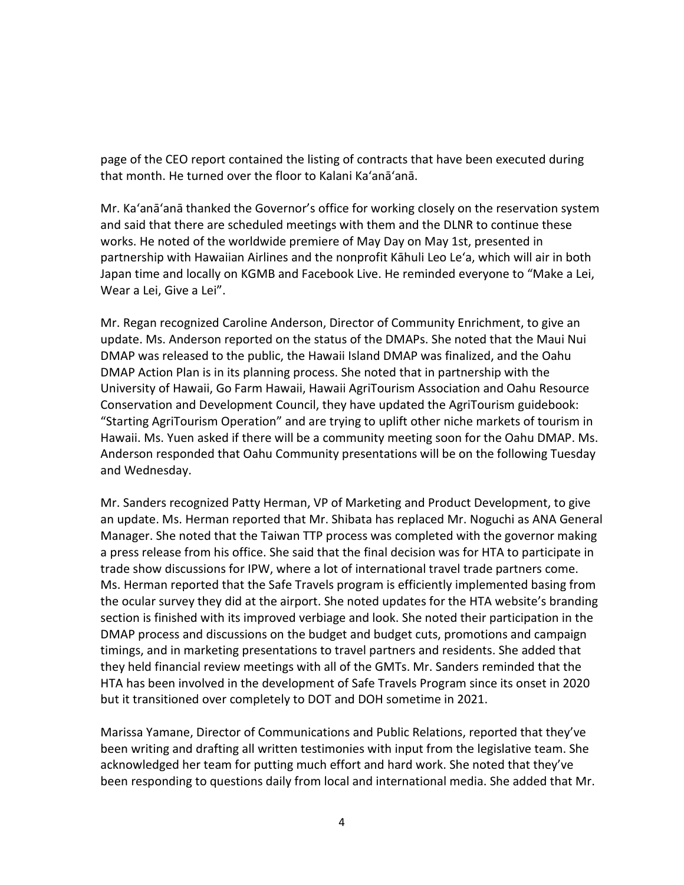page of the CEO report contained the listing of contracts that have been executed during that month. He turned over the floor to Kalani Ka'anā'anā.

Mr. Ka'anā'anā thanked the Governor's office for working closely on the reservation system and said that there are scheduled meetings with them and the DLNR to continue these works. He noted of the worldwide premiere of May Day on May 1st, presented in partnership with Hawaiian Airlines and the nonprofit Kāhuli Leo Le'a, which will air in both Japan time and locally on KGMB and Facebook Live. He reminded everyone to "Make a Lei, Wear a Lei, Give a Lei".

Mr. Regan recognized Caroline Anderson, Director of Community Enrichment, to give an update. Ms. Anderson reported on the status of the DMAPs. She noted that the Maui Nui DMAP was released to the public, the Hawaii Island DMAP was finalized, and the Oahu DMAP Action Plan is in its planning process. She noted that in partnership with the University of Hawaii, Go Farm Hawaii, Hawaii AgriTourism Association and Oahu Resource Conservation and Development Council, they have updated the AgriTourism guidebook: "Starting AgriTourism Operation" and are trying to uplift other niche markets of tourism in Hawaii. Ms. Yuen asked if there will be a community meeting soon for the Oahu DMAP. Ms. Anderson responded that Oahu Community presentations will be on the following Tuesday and Wednesday.

Mr. Sanders recognized Patty Herman, VP of Marketing and Product Development, to give an update. Ms. Herman reported that Mr. Shibata has replaced Mr. Noguchi as ANA General Manager. She noted that the Taiwan TTP process was completed with the governor making a press release from his office. She said that the final decision was for HTA to participate in trade show discussions for IPW, where a lot of international travel trade partners come. Ms. Herman reported that the Safe Travels program is efficiently implemented basing from the ocular survey they did at the airport. She noted updates for the HTA website's branding section is finished with its improved verbiage and look. She noted their participation in the DMAP process and discussions on the budget and budget cuts, promotions and campaign timings, and in marketing presentations to travel partners and residents. She added that they held financial review meetings with all of the GMTs. Mr. Sanders reminded that the HTA has been involved in the development of Safe Travels Program since its onset in 2020 but it transitioned over completely to DOT and DOH sometime in 2021.

Marissa Yamane, Director of Communications and Public Relations, reported that they've been writing and drafting all written testimonies with input from the legislative team. She acknowledged her team for putting much effort and hard work. She noted that they've been responding to questions daily from local and international media. She added that Mr.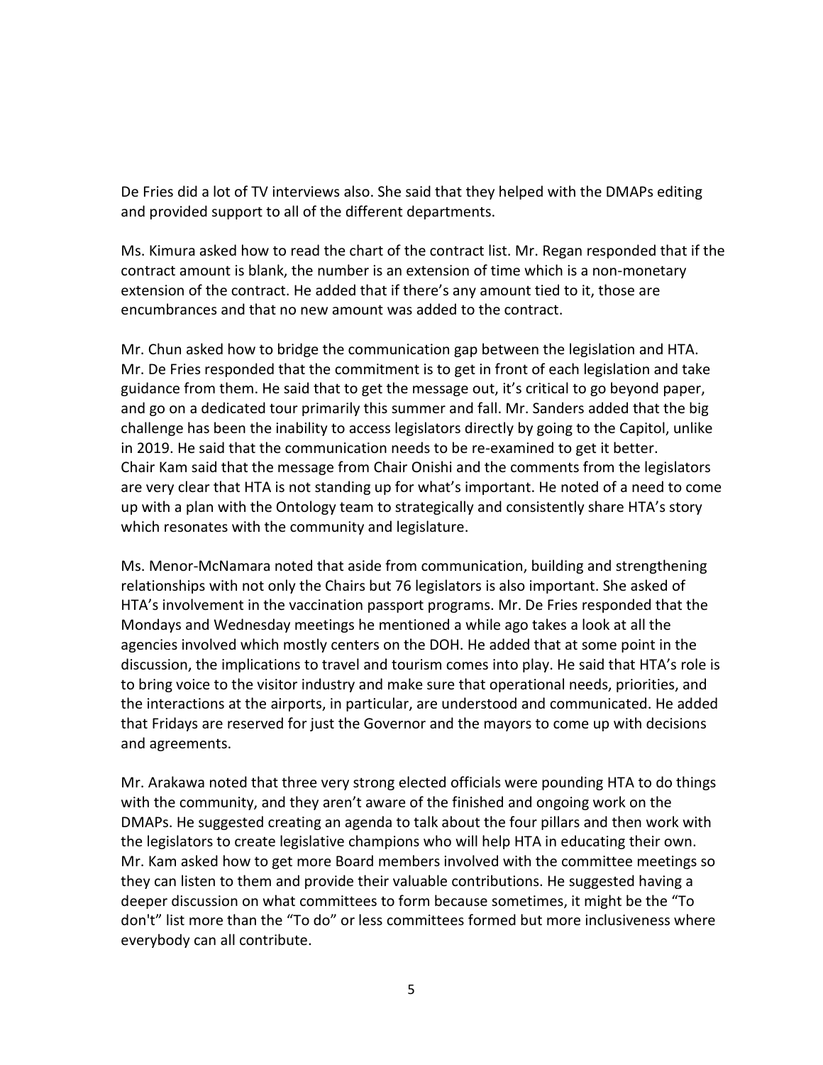De Fries did a lot of TV interviews also. She said that they helped with the DMAPs editing and provided support to all of the different departments.

Ms. Kimura asked how to read the chart of the contract list. Mr. Regan responded that if the contract amount is blank, the number is an extension of time which is a non-monetary extension of the contract. He added that if there's any amount tied to it, those are encumbrances and that no new amount was added to the contract.

Mr. Chun asked how to bridge the communication gap between the legislation and HTA. Mr. De Fries responded that the commitment is to get in front of each legislation and take guidance from them. He said that to get the message out, it's critical to go beyond paper, and go on a dedicated tour primarily this summer and fall. Mr. Sanders added that the big challenge has been the inability to access legislators directly by going to the Capitol, unlike in 2019. He said that the communication needs to be re-examined to get it better. Chair Kam said that the message from Chair Onishi and the comments from the legislators are very clear that HTA is not standing up for what's important. He noted of a need to come up with a plan with the Ontology team to strategically and consistently share HTA's story which resonates with the community and legislature.

Ms. Menor-McNamara noted that aside from communication, building and strengthening relationships with not only the Chairs but 76 legislators is also important. She asked of HTA's involvement in the vaccination passport programs. Mr. De Fries responded that the Mondays and Wednesday meetings he mentioned a while ago takes a look at all the agencies involved which mostly centers on the DOH. He added that at some point in the discussion, the implications to travel and tourism comes into play. He said that HTA's role is to bring voice to the visitor industry and make sure that operational needs, priorities, and the interactions at the airports, in particular, are understood and communicated. He added that Fridays are reserved for just the Governor and the mayors to come up with decisions and agreements.

Mr. Arakawa noted that three very strong elected officials were pounding HTA to do things with the community, and they aren't aware of the finished and ongoing work on the DMAPs. He suggested creating an agenda to talk about the four pillars and then work with the legislators to create legislative champions who will help HTA in educating their own. Mr. Kam asked how to get more Board members involved with the committee meetings so they can listen to them and provide their valuable contributions. He suggested having a deeper discussion on what committees to form because sometimes, it might be the "To don't" list more than the "To do" or less committees formed but more inclusiveness where everybody can all contribute.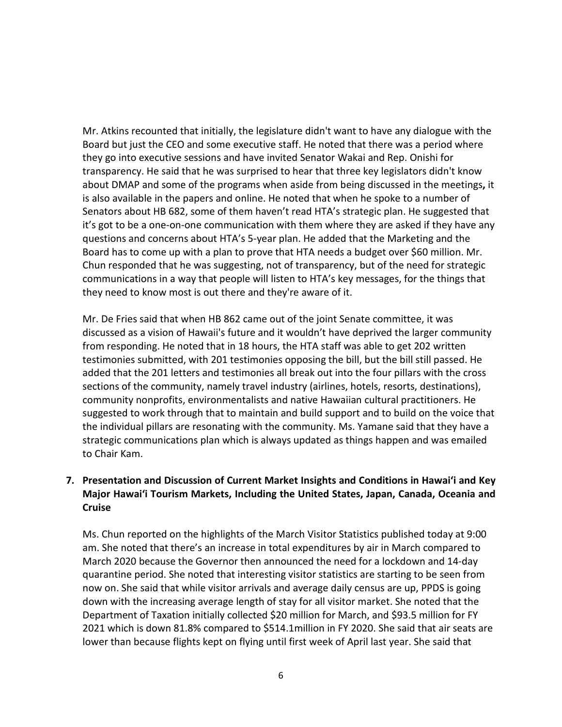Mr. Atkins recounted that initially, the legislature didn't want to have any dialogue with the Board but just the CEO and some executive staff. He noted that there was a period where they go into executive sessions and have invited Senator Wakai and Rep. Onishi for transparency. He said that he was surprised to hear that three key legislators didn't know about DMAP and some of the programs when aside from being discussed in the meetings**,** it is also available in the papers and online. He noted that when he spoke to a number of Senators about HB 682, some of them haven't read HTA's strategic plan. He suggested that it's got to be a one-on-one communication with them where they are asked if they have any questions and concerns about HTA's 5-year plan. He added that the Marketing and the Board has to come up with a plan to prove that HTA needs a budget over $60 million. Mr. Chun responded that he was suggesting, not of transparency, but of the need for strategic communications in a way that people will listen to HTA's key messages, for the things that they need to know most is out there and they're aware of it.

Mr. De Fries said that when HB 862 came out of the joint Senate committee, it was discussed as a vision of Hawaii's future and it wouldn't have deprived the larger community from responding. He noted that in 18 hours, the HTA staff was able to get 202 written testimonies submitted, with 201 testimonies opposing the bill, but the bill still passed. He added that the 201 letters and testimonies all break out into the four pillars with the cross sections of the community, namely travel industry (airlines, hotels, resorts, destinations), community nonprofits, environmentalists and native Hawaiian cultural practitioners. He suggested to work through that to maintain and build support and to build on the voice that the individual pillars are resonating with the community. Ms. Yamane said that they have a strategic communications plan which is always updated as things happen and was emailed to Chair Kam.

**7. Presentation and Discussion of Current Market Insights and Conditions in Hawai'i and Key Major Hawai'i Tourism Markets, Including the United States, Japan, Canada, Oceania and Cruise**

Ms. Chun reported on the highlights of the March Visitor Statistics published today at 9:00 am. She noted that there's an increase in total expenditures by air in March compared to March 2020 because the Governor then announced the need for a lockdown and 14-day quarantine period. She noted that interesting visitor statistics are starting to be seen from now on. She said that while visitor arrivals and average daily census are up, PPDS is going down with the increasing average length of stay for all visitor market. She noted that the Department of Taxation initially collected $20 million for March, and $93.5 million for FY 2021 which is down 81.8% compared to $514.1million in FY 2020. She said that air seats are lower than because flights kept on flying until first week of April last year. She said that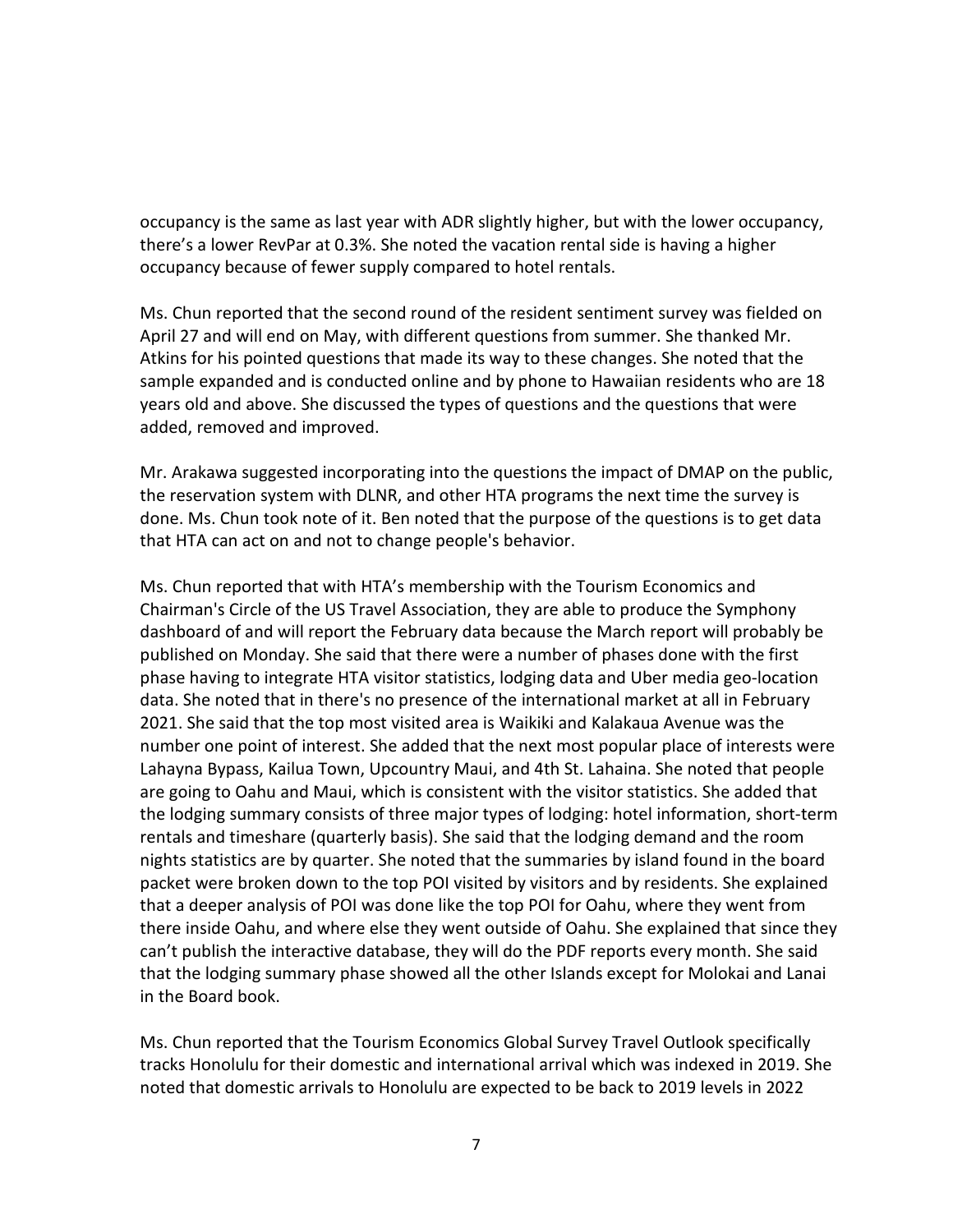occupancy is the same as last year with ADR slightly higher, but with the lower occupancy, there's a lower RevPar at 0.3%. She noted the vacation rental side is having a higher occupancy because of fewer supply compared to hotel rentals.

Ms. Chun reported that the second round of the resident sentiment survey was fielded on April 27 and will end on May, with different questions from summer. She thanked Mr. Atkins for his pointed questions that made its way to these changes. She noted that the sample expanded and is conducted online and by phone to Hawaiian residents who are 18 years old and above. She discussed the types of questions and the questions that were added, removed and improved.

Mr. Arakawa suggested incorporating into the questions the impact of DMAP on the public, the reservation system with DLNR, and other HTA programs the next time the survey is done. Ms. Chun took note of it. Ben noted that the purpose of the questions is to get data that HTA can act on and not to change people's behavior.

Ms. Chun reported that with HTA's membership with the Tourism Economics and Chairman's Circle of the US Travel Association, they are able to produce the Symphony dashboard of and will report the February data because the March report will probably be published on Monday. She said that there were a number of phases done with the first phase having to integrate HTA visitor statistics, lodging data and Uber media geo-location data. She noted that in there's no presence of the international market at all in February 2021. She said that the top most visited area is Waikiki and Kalakaua Avenue was the number one point of interest. She added that the next most popular place of interests were Lahayna Bypass, Kailua Town, Upcountry Maui, and 4th St. Lahaina. She noted that people are going to Oahu and Maui, which is consistent with the visitor statistics. She added that the lodging summary consists of three major types of lodging: hotel information, short-term rentals and timeshare (quarterly basis). She said that the lodging demand and the room nights statistics are by quarter. She noted that the summaries by island found in the board packet were broken down to the top POI visited by visitors and by residents. She explained that a deeper analysis of POI was done like the top POI for Oahu, where they went from there inside Oahu, and where else they went outside of Oahu. She explained that since they can't publish the interactive database, they will do the PDF reports every month. She said that the lodging summary phase showed all the other Islands except for Molokai and Lanai in the Board book.

Ms. Chun reported that the Tourism Economics Global Survey Travel Outlook specifically tracks Honolulu for their domestic and international arrival which was indexed in 2019. She noted that domestic arrivals to Honolulu are expected to be back to 2019 levels in 2022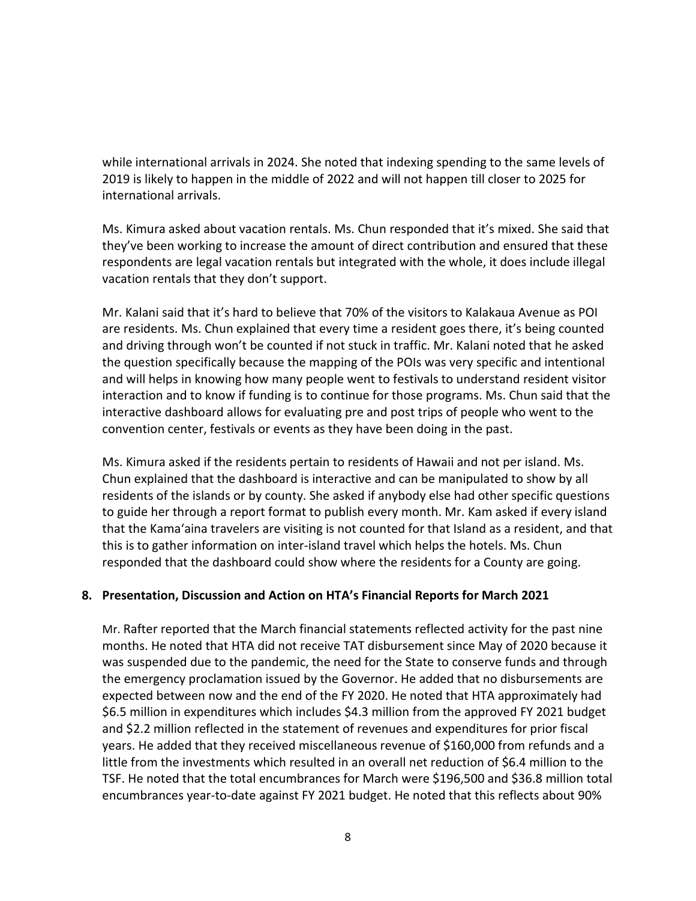while international arrivals in 2024. She noted that indexing spending to the same levels of 2019 is likely to happen in the middle of 2022 and will not happen till closer to 2025 for international arrivals.

Ms. Kimura asked about vacation rentals. Ms. Chun responded that it's mixed. She said that they've been working to increase the amount of direct contribution and ensured that these respondents are legal vacation rentals but integrated with the whole, it does include illegal vacation rentals that they don't support.

Mr. Kalani said that it's hard to believe that 70% of the visitors to Kalakaua Avenue as POI are residents. Ms. Chun explained that every time a resident goes there, it's being counted and driving through won't be counted if not stuck in traffic. Mr. Kalani noted that he asked the question specifically because the mapping of the POIs was very specific and intentional and will helps in knowing how many people went to festivals to understand resident visitor interaction and to know if funding is to continue for those programs. Ms. Chun said that the interactive dashboard allows for evaluating pre and post trips of people who went to the convention center, festivals or events as they have been doing in the past.

Ms. Kimura asked if the residents pertain to residents of Hawaii and not per island. Ms. Chun explained that the dashboard is interactive and can be manipulated to show by all residents of the islands or by county. She asked if anybody else had other specific questions to guide her through a report format to publish every month. Mr. Kam asked if every island that the Kamaʻaina travelers are visiting is not counted for that Island as a resident, and that this is to gather information on inter-island travel which helps the hotels. Ms. Chun responded that the dashboard could show where the residents for a County are going.

**8. Presentation, Discussion and Action on HTA's Financial Reports for March 2021**

Mr. Rafter reported that the March financial statements reflected activity for the past nine months. He noted that HTA did not receive TAT disbursement since May of 2020 because it was suspended due to the pandemic, the need for the State to conserve funds and through the emergency proclamation issued by the Governor. He added that no disbursements are expected between now and the end of the FY 2020. He noted that HTA approximately had \$6.5 million in expenditures which includes \$4.3 million from the approved FY 2021 budget and \$2.2 million reflected in the statement of revenues and expenditures for prior fiscal years. He added that they received miscellaneous revenue of \$160,000 from refunds and a little from the investments which resulted in an overall net reduction of \$6.4 million to the TSF. He noted that the total encumbrances for March were \$196,500 and \$36.8 million total encumbrances year-to-date against FY 2021 budget. He noted that this reflects about 90%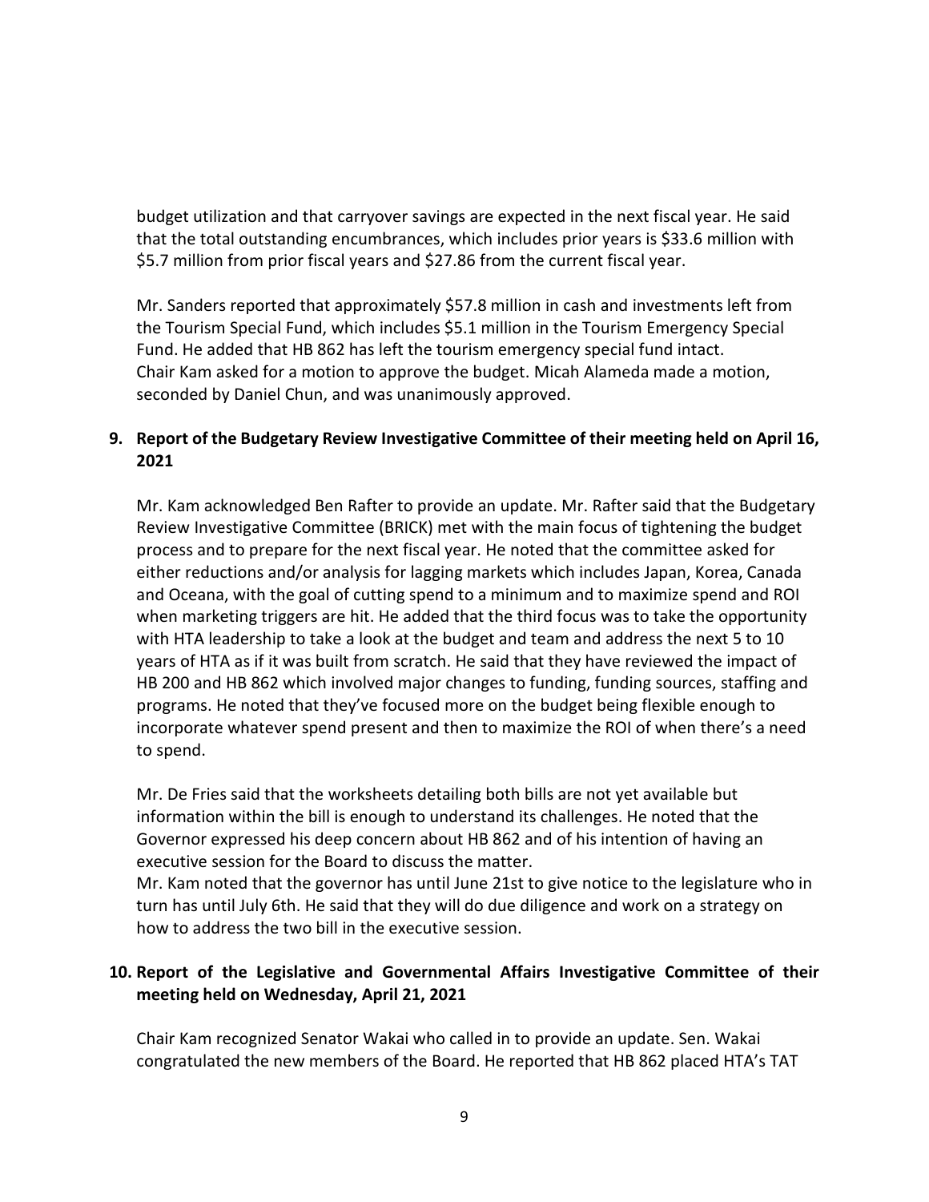budget utilization and that carryover savings are expected in the next fiscal year. He said that the total outstanding encumbrances, which includes prior years is $33.6 million with $5.7 million from prior fiscal years and $27.86 from the current fiscal year.

Mr. Sanders reported that approximately $57.8 million in cash and investments left from the Tourism Special Fund, which includes $5.1 million in the Tourism Emergency Special Fund. He added that HB 862 has left the tourism emergency special fund intact. Chair Kam asked for a motion to approve the budget. Micah Alameda made a motion, seconded by Daniel Chun, and was unanimously approved.

**9. Report of the Budgetary Review Investigative Committee of their meeting held on April 16, 2021**

Mr. Kam acknowledged Ben Rafter to provide an update. Mr. Rafter said that the Budgetary Review Investigative Committee (BRICK) met with the main focus of tightening the budget process and to prepare for the next fiscal year. He noted that the committee asked for either reductions and/or analysis for lagging markets which includes Japan, Korea, Canada and Oceana, with the goal of cutting spend to a minimum and to maximize spend and ROI when marketing triggers are hit. He added that the third focus was to take the opportunity with HTA leadership to take a look at the budget and team and address the next 5 to 10 years of HTA as if it was built from scratch. He said that they have reviewed the impact of HB 200 and HB 862 which involved major changes to funding, funding sources, staffing and programs. He noted that they've focused more on the budget being flexible enough to incorporate whatever spend present and then to maximize the ROI of when there's a need to spend.

Mr. De Fries said that the worksheets detailing both bills are not yet available but information within the bill is enough to understand its challenges. He noted that the Governor expressed his deep concern about HB 862 and of his intention of having an executive session for the Board to discuss the matter.
Mr. Kam noted that the governor has until June 21st to give notice to the legislature who in turn has until July 6th. He said that they will do due diligence and work on a strategy on how to address the two bill in the executive session.

**10. Report of the Legislative and Governmental Affairs Investigative Committee of their meeting held on Wednesday, April 21, 2021**

Chair Kam recognized Senator Wakai who called in to provide an update. Sen. Wakai congratulated the new members of the Board. He reported that HB 862 placed HTA's TAT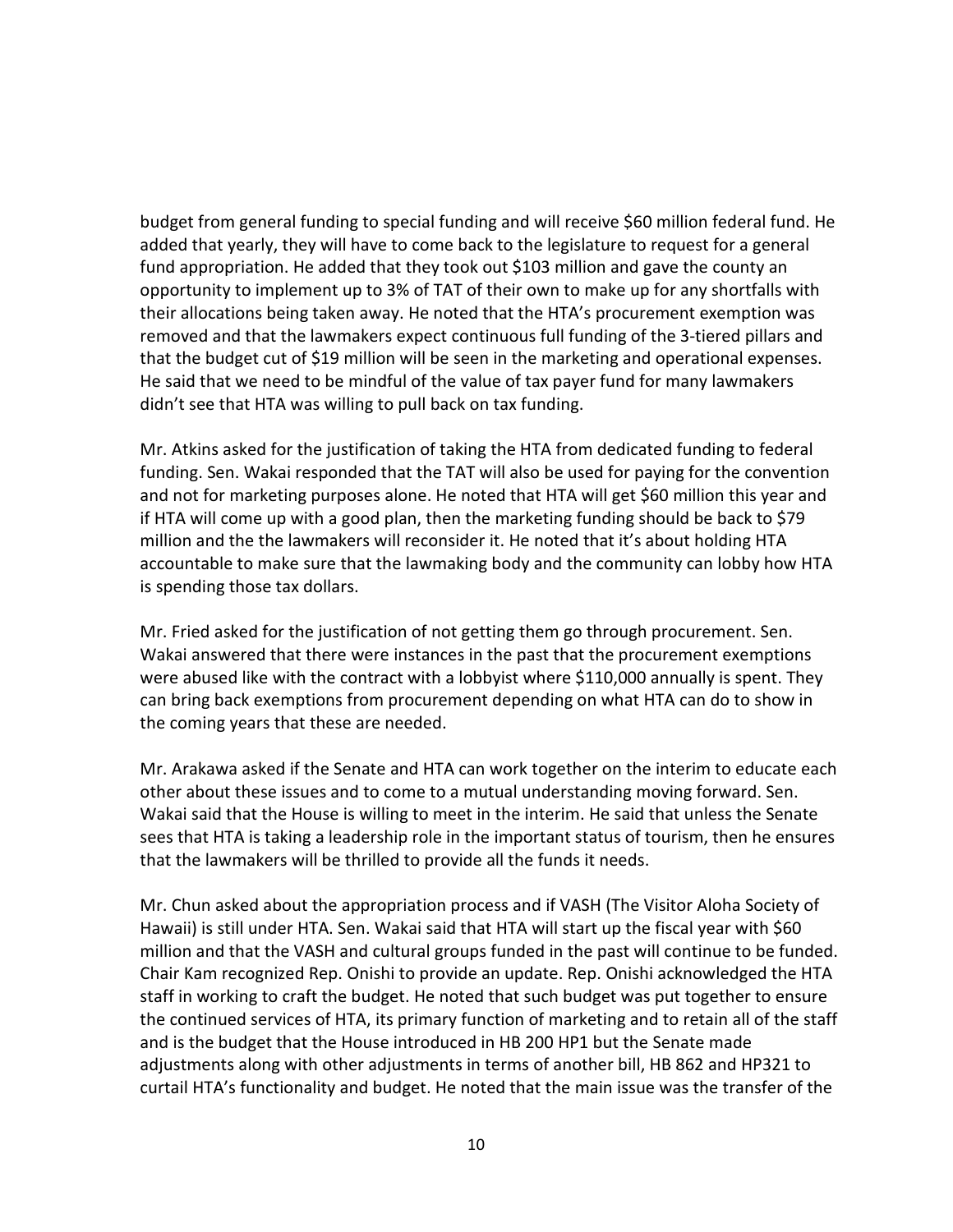budget from general funding to special funding and will receive $60 million federal fund. He added that yearly, they will have to come back to the legislature to request for a general fund appropriation. He added that they took out $103 million and gave the county an opportunity to implement up to 3% of TAT of their own to make up for any shortfalls with their allocations being taken away. He noted that the HTA's procurement exemption was removed and that the lawmakers expect continuous full funding of the 3-tiered pillars and that the budget cut of $19 million will be seen in the marketing and operational expenses. He said that we need to be mindful of the value of tax payer fund for many lawmakers didn't see that HTA was willing to pull back on tax funding.

Mr. Atkins asked for the justification of taking the HTA from dedicated funding to federal funding. Sen. Wakai responded that the TAT will also be used for paying for the convention and not for marketing purposes alone. He noted that HTA will get $60 million this year and if HTA will come up with a good plan, then the marketing funding should be back to $79 million and the the lawmakers will reconsider it. He noted that it's about holding HTA accountable to make sure that the lawmaking body and the community can lobby how HTA is spending those tax dollars.

Mr. Fried asked for the justification of not getting them go through procurement. Sen. Wakai answered that there were instances in the past that the procurement exemptions were abused like with the contract with a lobbyist where $110,000 annually is spent. They can bring back exemptions from procurement depending on what HTA can do to show in the coming years that these are needed.

Mr. Arakawa asked if the Senate and HTA can work together on the interim to educate each other about these issues and to come to a mutual understanding moving forward. Sen. Wakai said that the House is willing to meet in the interim. He said that unless the Senate sees that HTA is taking a leadership role in the important status of tourism, then he ensures that the lawmakers will be thrilled to provide all the funds it needs.

Mr. Chun asked about the appropriation process and if VASH (The Visitor Aloha Society of Hawaii) is still under HTA. Sen. Wakai said that HTA will start up the fiscal year with $60 million and that the VASH and cultural groups funded in the past will continue to be funded. Chair Kam recognized Rep. Onishi to provide an update. Rep. Onishi acknowledged the HTA staff in working to craft the budget. He noted that such budget was put together to ensure the continued services of HTA, its primary function of marketing and to retain all of the staff and is the budget that the House introduced in HB 200 HP1 but the Senate made adjustments along with other adjustments in terms of another bill, HB 862 and HP321 to curtail HTA's functionality and budget. He noted that the main issue was the transfer of the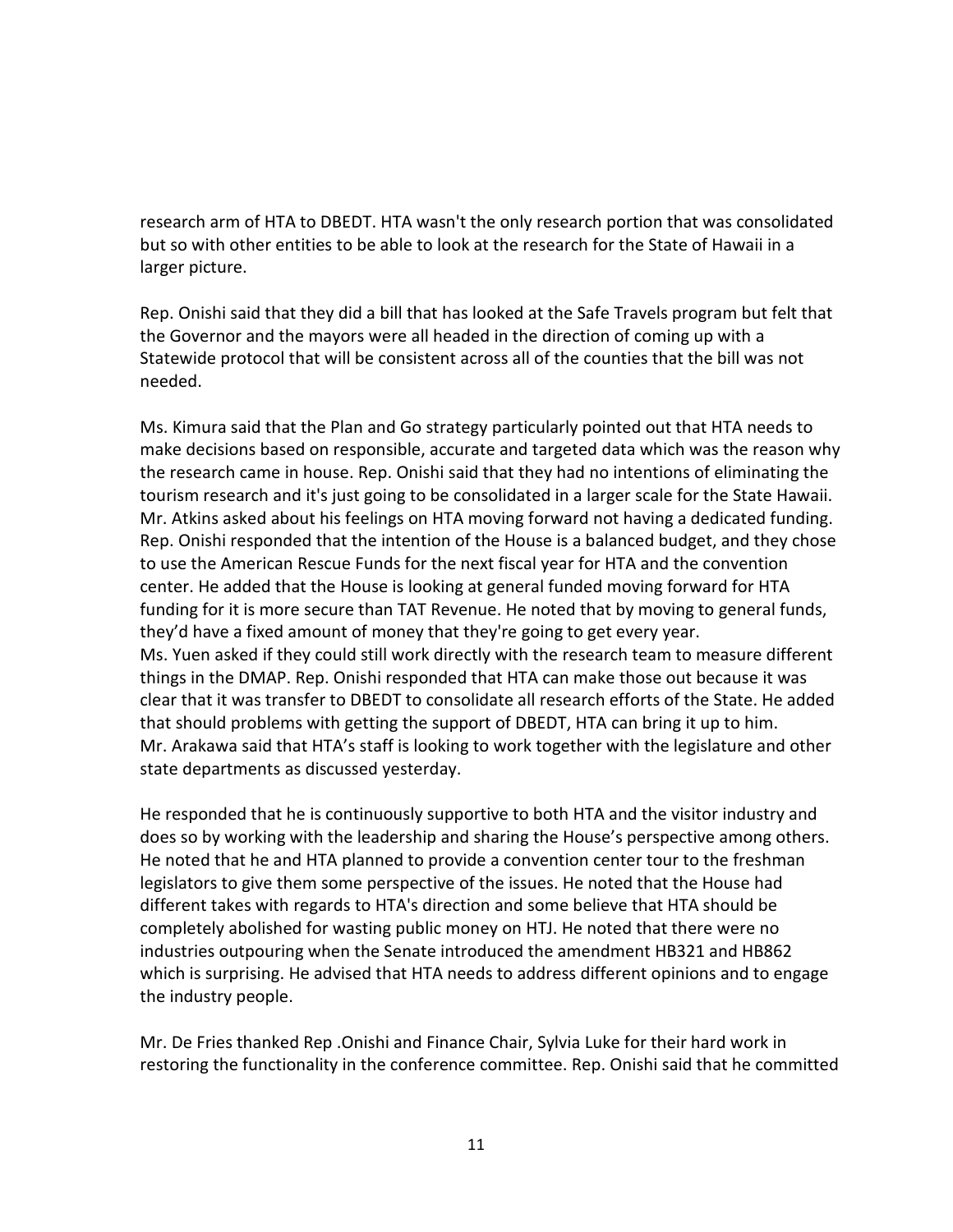research arm of HTA to DBEDT. HTA wasn't the only research portion that was consolidated but so with other entities to be able to look at the research for the State of Hawaii in a larger picture.

Rep. Onishi said that they did a bill that has looked at the Safe Travels program but felt that the Governor and the mayors were all headed in the direction of coming up with a Statewide protocol that will be consistent across all of the counties that the bill was not needed.

Ms. Kimura said that the Plan and Go strategy particularly pointed out that HTA needs to make decisions based on responsible, accurate and targeted data which was the reason why the research came in house. Rep. Onishi said that they had no intentions of eliminating the tourism research and it's just going to be consolidated in a larger scale for the State Hawaii. Mr. Atkins asked about his feelings on HTA moving forward not having a dedicated funding. Rep. Onishi responded that the intention of the House is a balanced budget, and they chose to use the American Rescue Funds for the next fiscal year for HTA and the convention center. He added that the House is looking at general funded moving forward for HTA funding for it is more secure than TAT Revenue. He noted that by moving to general funds, they'd have a fixed amount of money that they're going to get every year.
Ms. Yuen asked if they could still work directly with the research team to measure different things in the DMAP. Rep. Onishi responded that HTA can make those out because it was clear that it was transfer to DBEDT to consolidate all research efforts of the State. He added that should problems with getting the support of DBEDT, HTA can bring it up to him.
Mr. Arakawa said that HTA's staff is looking to work together with the legislature and other state departments as discussed yesterday.

He responded that he is continuously supportive to both HTA and the visitor industry and does so by working with the leadership and sharing the House's perspective among others. He noted that he and HTA planned to provide a convention center tour to the freshman legislators to give them some perspective of the issues. He noted that the House had different takes with regards to HTA's direction and some believe that HTA should be completely abolished for wasting public money on HTJ. He noted that there were no industries outpouring when the Senate introduced the amendment HB321 and HB862 which is surprising. He advised that HTA needs to address different opinions and to engage the industry people.

Mr. De Fries thanked Rep .Onishi and Finance Chair, Sylvia Luke for their hard work in restoring the functionality in the conference committee. Rep. Onishi said that he committed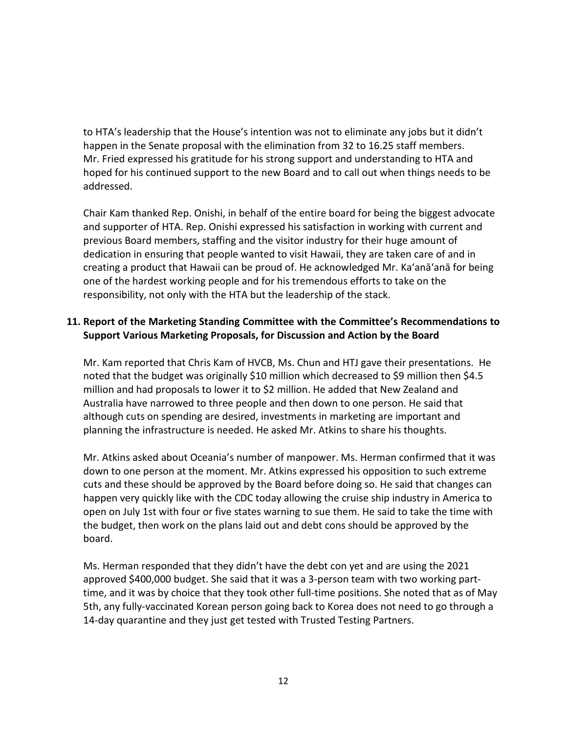to HTA's leadership that the House's intention was not to eliminate any jobs but it didn't happen in the Senate proposal with the elimination from 32 to 16.25 staff members. Mr. Fried expressed his gratitude for his strong support and understanding to HTA and hoped for his continued support to the new Board and to call out when things needs to be addressed.

Chair Kam thanked Rep. Onishi, in behalf of the entire board for being the biggest advocate and supporter of HTA. Rep. Onishi expressed his satisfaction in working with current and previous Board members, staffing and the visitor industry for their huge amount of dedication in ensuring that people wanted to visit Hawaii, they are taken care of and in creating a product that Hawaii can be proud of. He acknowledged Mr. Ka'anā'anā for being one of the hardest working people and for his tremendous efforts to take on the responsibility, not only with the HTA but the leadership of the stack.

**11. Report of the Marketing Standing Committee with the Committee's Recommendations to Support Various Marketing Proposals, for Discussion and Action by the Board**

Mr. Kam reported that Chris Kam of HVCB, Ms. Chun and HTJ gave their presentations. He noted that the budget was originally $10 million which decreased to $9 million then $4.5 million and had proposals to lower it to $2 million. He added that New Zealand and Australia have narrowed to three people and then down to one person. He said that although cuts on spending are desired, investments in marketing are important and planning the infrastructure is needed. He asked Mr. Atkins to share his thoughts.

Mr. Atkins asked about Oceania's number of manpower. Ms. Herman confirmed that it was down to one person at the moment. Mr. Atkins expressed his opposition to such extreme cuts and these should be approved by the Board before doing so. He said that changes can happen very quickly like with the CDC today allowing the cruise ship industry in America to open on July 1st with four or five states warning to sue them. He said to take the time with the budget, then work on the plans laid out and debt cons should be approved by the board.

Ms. Herman responded that they didn't have the debt con yet and are using the 2021 approved $400,000 budget. She said that it was a 3-person team with two working part-time, and it was by choice that they took other full-time positions. She noted that as of May 5th, any fully-vaccinated Korean person going back to Korea does not need to go through a 14-day quarantine and they just get tested with Trusted Testing Partners.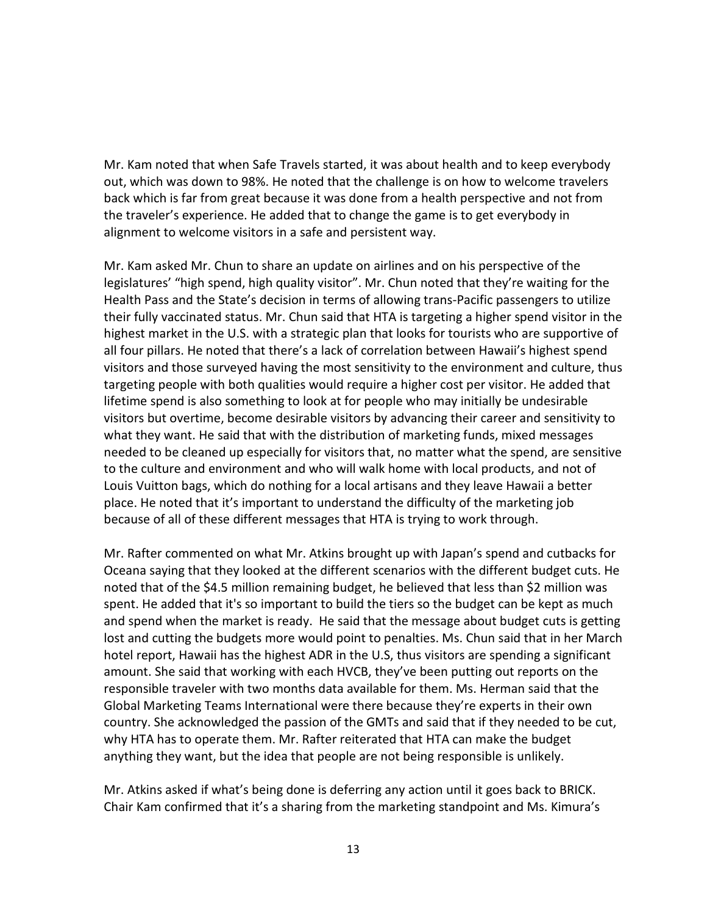Mr. Kam noted that when Safe Travels started, it was about health and to keep everybody out, which was down to 98%. He noted that the challenge is on how to welcome travelers back which is far from great because it was done from a health perspective and not from the traveler's experience. He added that to change the game is to get everybody in alignment to welcome visitors in a safe and persistent way.

Mr. Kam asked Mr. Chun to share an update on airlines and on his perspective of the legislatures' "high spend, high quality visitor". Mr. Chun noted that they're waiting for the Health Pass and the State's decision in terms of allowing trans-Pacific passengers to utilize their fully vaccinated status. Mr. Chun said that HTA is targeting a higher spend visitor in the highest market in the U.S. with a strategic plan that looks for tourists who are supportive of all four pillars. He noted that there's a lack of correlation between Hawaii's highest spend visitors and those surveyed having the most sensitivity to the environment and culture, thus targeting people with both qualities would require a higher cost per visitor. He added that lifetime spend is also something to look at for people who may initially be undesirable visitors but overtime, become desirable visitors by advancing their career and sensitivity to what they want. He said that with the distribution of marketing funds, mixed messages needed to be cleaned up especially for visitors that, no matter what the spend, are sensitive to the culture and environment and who will walk home with local products, and not of Louis Vuitton bags, which do nothing for a local artisans and they leave Hawaii a better place. He noted that it's important to understand the difficulty of the marketing job because of all of these different messages that HTA is trying to work through.

Mr. Rafter commented on what Mr. Atkins brought up with Japan's spend and cutbacks for Oceana saying that they looked at the different scenarios with the different budget cuts. He noted that of the $4.5 million remaining budget, he believed that less than $2 million was spent. He added that it's so important to build the tiers so the budget can be kept as much and spend when the market is ready. He said that the message about budget cuts is getting lost and cutting the budgets more would point to penalties. Ms. Chun said that in her March hotel report, Hawaii has the highest ADR in the U.S, thus visitors are spending a significant amount. She said that working with each HVCB, they've been putting out reports on the responsible traveler with two months data available for them. Ms. Herman said that the Global Marketing Teams International were there because they're experts in their own country. She acknowledged the passion of the GMTs and said that if they needed to be cut, why HTA has to operate them. Mr. Rafter reiterated that HTA can make the budget anything they want, but the idea that people are not being responsible is unlikely.

Mr. Atkins asked if what's being done is deferring any action until it goes back to BRICK. Chair Kam confirmed that it's a sharing from the marketing standpoint and Ms. Kimura's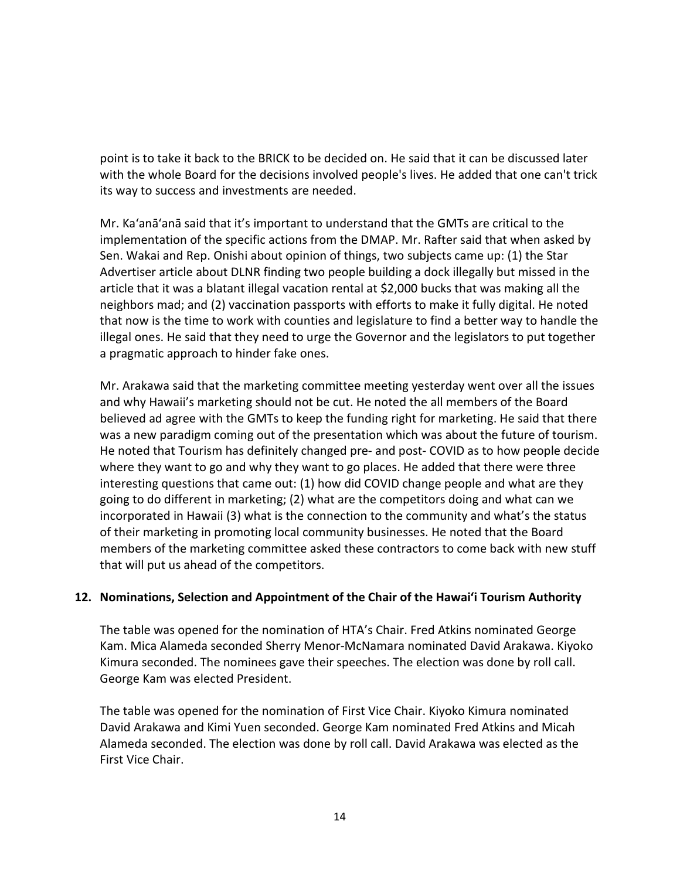point is to take it back to the BRICK to be decided on. He said that it can be discussed later with the whole Board for the decisions involved people's lives. He added that one can't trick its way to success and investments are needed.

Mr. Ka'anā'anā said that it's important to understand that the GMTs are critical to the implementation of the specific actions from the DMAP. Mr. Rafter said that when asked by Sen. Wakai and Rep. Onishi about opinion of things, two subjects came up: (1) the Star Advertiser article about DLNR finding two people building a dock illegally but missed in the article that it was a blatant illegal vacation rental at $2,000 bucks that was making all the neighbors mad; and (2) vaccination passports with efforts to make it fully digital. He noted that now is the time to work with counties and legislature to find a better way to handle the illegal ones. He said that they need to urge the Governor and the legislators to put together a pragmatic approach to hinder fake ones.

Mr. Arakawa said that the marketing committee meeting yesterday went over all the issues and why Hawaii's marketing should not be cut. He noted the all members of the Board believed ad agree with the GMTs to keep the funding right for marketing. He said that there was a new paradigm coming out of the presentation which was about the future of tourism. He noted that Tourism has definitely changed pre- and post- COVID as to how people decide where they want to go and why they want to go places. He added that there were three interesting questions that came out: (1) how did COVID change people and what are they going to do different in marketing; (2) what are the competitors doing and what can we incorporated in Hawaii (3) what is the connection to the community and what's the status of their marketing in promoting local community businesses. He noted that the Board members of the marketing committee asked these contractors to come back with new stuff that will put us ahead of the competitors.

**12. Nominations, Selection and Appointment of the Chair of the Hawai'i Tourism Authority**

The table was opened for the nomination of HTA's Chair. Fred Atkins nominated George Kam. Mica Alameda seconded Sherry Menor-McNamara nominated David Arakawa. Kiyoko Kimura seconded. The nominees gave their speeches. The election was done by roll call. George Kam was elected President.

The table was opened for the nomination of First Vice Chair. Kiyoko Kimura nominated David Arakawa and Kimi Yuen seconded. George Kam nominated Fred Atkins and Micah Alameda seconded. The election was done by roll call. David Arakawa was elected as the First Vice Chair.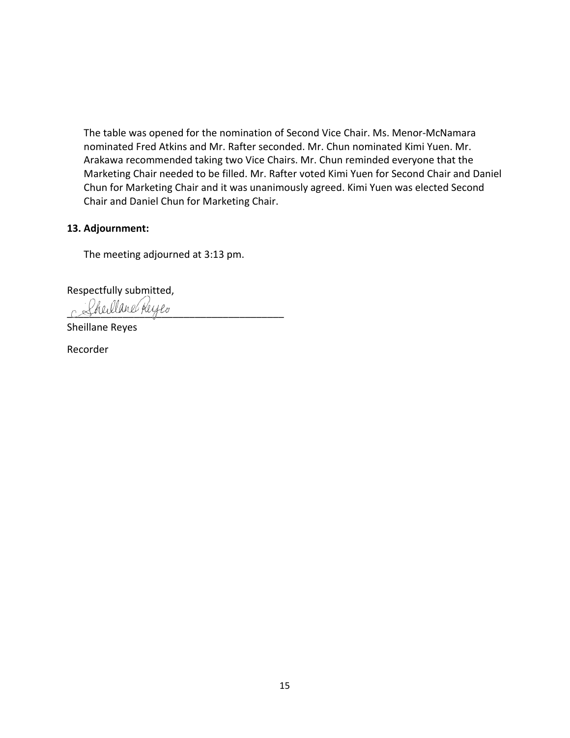The table was opened for the nomination of Second Vice Chair. Ms. Menor-McNamara nominated Fred Atkins and Mr. Rafter seconded. Mr. Chun nominated Kimi Yuen. Mr. Arakawa recommended taking two Vice Chairs. Mr. Chun reminded everyone that the Marketing Chair needed to be filled. Mr. Rafter voted Kimi Yuen for Second Chair and Daniel Chun for Marketing Chair and it was unanimously agreed. Kimi Yuen was elected Second Chair and Daniel Chun for Marketing Chair.

**13. Adjournment:**

The meeting adjourned at 3:13 pm.

Respectfully submitted,

Sheillane Reyes

Recorder